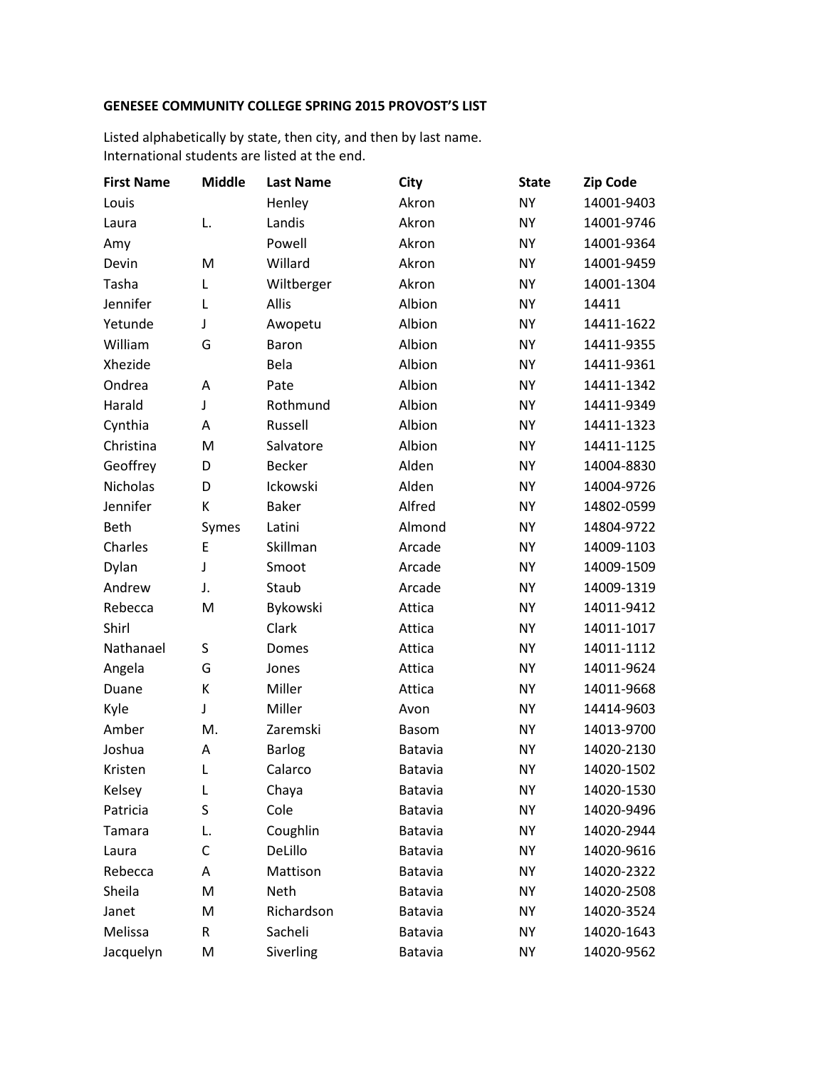**GENESEE COMMUNITY COLLEGE SPRING 2015 PROVOST'S LIST**

Listed alphabetically by state, then city, and then by last name.
International students are listed at the end.

| First Name | Middle | Last Name | City | State | Zip Code |
|---|---|---|---|---|---|
| Louis | | Henley | Akron | NY | 14001-9403 |
| Laura | L. | Landis | Akron | NY | 14001-9746 |
| Amy | | Powell | Akron | NY | 14001-9364 |
| Devin | M | Willard | Akron | NY | 14001-9459 |
| Tasha | L | Wiltberger | Akron | NY | 14001-1304 |
| Jennifer | L | Allis | Albion | NY | 14411 |
| Yetunde | J | Awopetu | Albion | NY | 14411-1622 |
| William | G | Baron | Albion | NY | 14411-9355 |
| Xhezide | | Bela | Albion | NY | 14411-9361 |
| Ondrea | A | Pate | Albion | NY | 14411-1342 |
| Harald | J | Rothmund | Albion | NY | 14411-9349 |
| Cynthia | A | Russell | Albion | NY | 14411-1323 |
| Christina | M | Salvatore | Albion | NY | 14411-1125 |
| Geoffrey | D | Becker | Alden | NY | 14004-8830 |
| Nicholas | D | Ickowski | Alden | NY | 14004-9726 |
| Jennifer | K | Baker | Alfred | NY | 14802-0599 |
| Beth | Symes | Latini | Almond | NY | 14804-9722 |
| Charles | E | Skillman | Arcade | NY | 14009-1103 |
| Dylan | J | Smoot | Arcade | NY | 14009-1509 |
| Andrew | J. | Staub | Arcade | NY | 14009-1319 |
| Rebecca | M | Bykowski | Attica | NY | 14011-9412 |
| Shirl | | Clark | Attica | NY | 14011-1017 |
| Nathanael | S | Domes | Attica | NY | 14011-1112 |
| Angela | G | Jones | Attica | NY | 14011-9624 |
| Duane | K | Miller | Attica | NY | 14011-9668 |
| Kyle | J | Miller | Avon | NY | 14414-9603 |
| Amber | M. | Zaremski | Basom | NY | 14013-9700 |
| Joshua | A | Barlog | Batavia | NY | 14020-2130 |
| Kristen | L | Calarco | Batavia | NY | 14020-1502 |
| Kelsey | L | Chaya | Batavia | NY | 14020-1530 |
| Patricia | S | Cole | Batavia | NY | 14020-9496 |
| Tamara | L. | Coughlin | Batavia | NY | 14020-2944 |
| Laura | C | DeLillo | Batavia | NY | 14020-9616 |
| Rebecca | A | Mattison | Batavia | NY | 14020-2322 |
| Sheila | M | Neth | Batavia | NY | 14020-2508 |
| Janet | M | Richardson | Batavia | NY | 14020-3524 |
| Melissa | R | Sacheli | Batavia | NY | 14020-1643 |
| Jacquelyn | M | Siverling | Batavia | NY | 14020-9562 |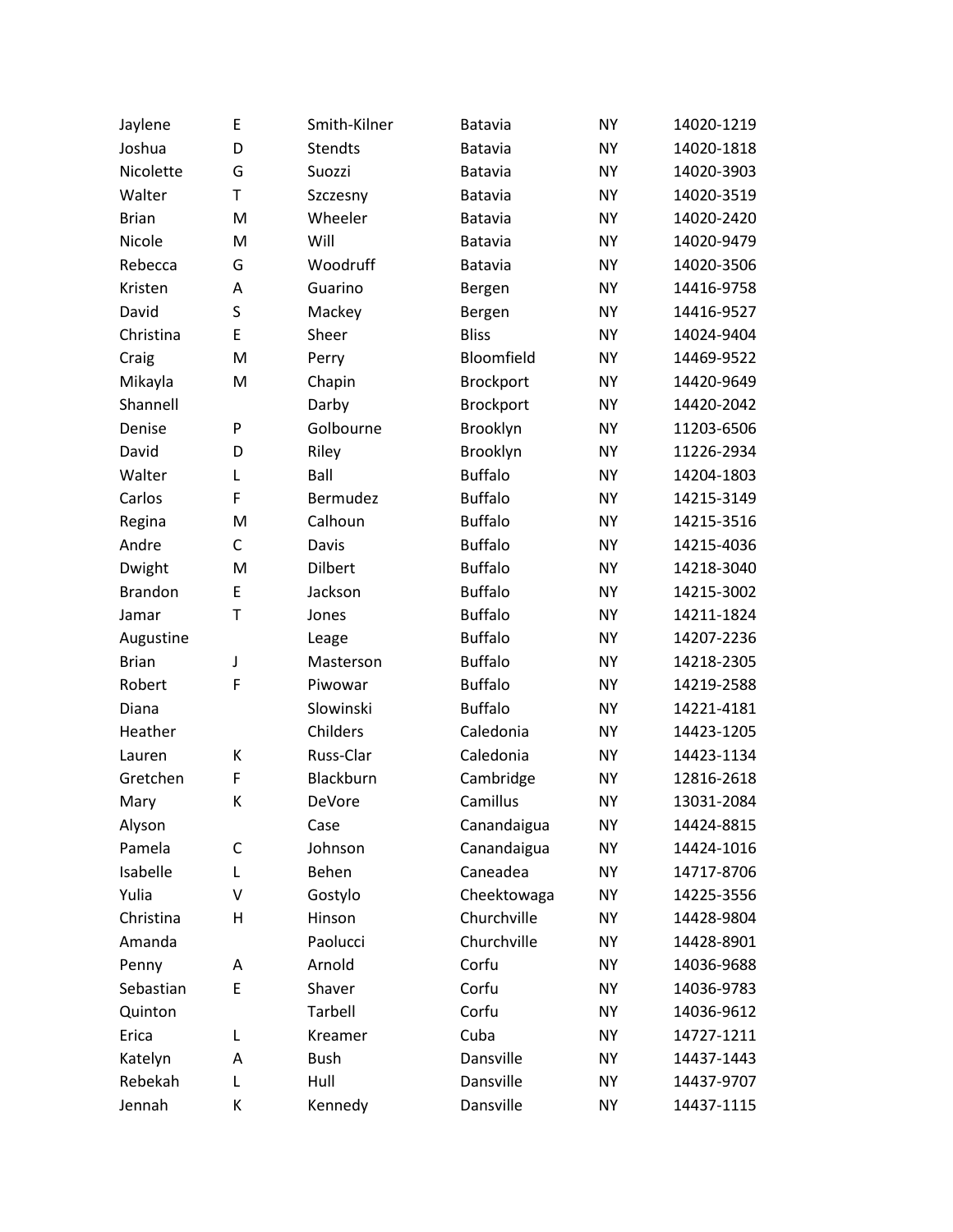| | | | | | |
|---|---|---|---|---|---|
| Jaylene | E | Smith-Kilner | Batavia | NY | 14020-1219 |
| Joshua | D | Stendts | Batavia | NY | 14020-1818 |
| Nicolette | G | Suozzi | Batavia | NY | 14020-3903 |
| Walter | T | Szczesny | Batavia | NY | 14020-3519 |
| Brian | M | Wheeler | Batavia | NY | 14020-2420 |
| Nicole | M | Will | Batavia | NY | 14020-9479 |
| Rebecca | G | Woodruff | Batavia | NY | 14020-3506 |
| Kristen | A | Guarino | Bergen | NY | 14416-9758 |
| David | S | Mackey | Bergen | NY | 14416-9527 |
| Christina | E | Sheer | Bliss | NY | 14024-9404 |
| Craig | M | Perry | Bloomfield | NY | 14469-9522 |
| Mikayla | M | Chapin | Brockport | NY | 14420-9649 |
| Shannell | | Darby | Brockport | NY | 14420-2042 |
| Denise | P | Golbourne | Brooklyn | NY | 11203-6506 |
| David | D | Riley | Brooklyn | NY | 11226-2934 |
| Walter | L | Ball | Buffalo | NY | 14204-1803 |
| Carlos | F | Bermudez | Buffalo | NY | 14215-3149 |
| Regina | M | Calhoun | Buffalo | NY | 14215-3516 |
| Andre | C | Davis | Buffalo | NY | 14215-4036 |
| Dwight | M | Dilbert | Buffalo | NY | 14218-3040 |
| Brandon | E | Jackson | Buffalo | NY | 14215-3002 |
| Jamar | T | Jones | Buffalo | NY | 14211-1824 |
| Augustine | | Leage | Buffalo | NY | 14207-2236 |
| Brian | J | Masterson | Buffalo | NY | 14218-2305 |
| Robert | F | Piwowar | Buffalo | NY | 14219-2588 |
| Diana | | Slowinski | Buffalo | NY | 14221-4181 |
| Heather | | Childers | Caledonia | NY | 14423-1205 |
| Lauren | K | Russ-Clar | Caledonia | NY | 14423-1134 |
| Gretchen | F | Blackburn | Cambridge | NY | 12816-2618 |
| Mary | K | DeVore | Camillus | NY | 13031-2084 |
| Alyson | | Case | Canandaigua | NY | 14424-8815 |
| Pamela | C | Johnson | Canandaigua | NY | 14424-1016 |
| Isabelle | L | Behen | Caneadea | NY | 14717-8706 |
| Yulia | V | Gostylo | Cheektowaga | NY | 14225-3556 |
| Christina | H | Hinson | Churchville | NY | 14428-9804 |
| Amanda | | Paolucci | Churchville | NY | 14428-8901 |
| Penny | A | Arnold | Corfu | NY | 14036-9688 |
| Sebastian | E | Shaver | Corfu | NY | 14036-9783 |
| Quinton | | Tarbell | Corfu | NY | 14036-9612 |
| Erica | L | Kreamer | Cuba | NY | 14727-1211 |
| Katelyn | A | Bush | Dansville | NY | 14437-1443 |
| Rebekah | L | Hull | Dansville | NY | 14437-9707 |
| Jennah | K | Kennedy | Dansville | NY | 14437-1115 |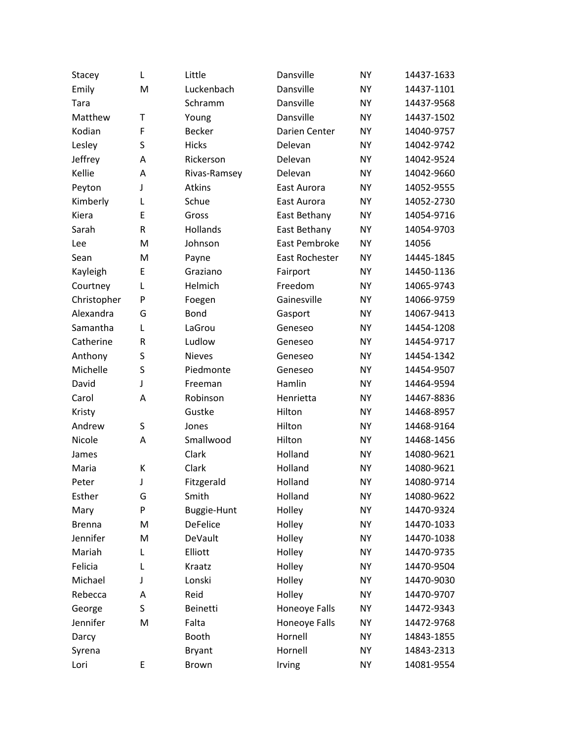| | | | | | |
|---|---|---|---|---|---|
| Stacey | L | Little | Dansville | NY | 14437-1633 |
| Emily | M | Luckenbach | Dansville | NY | 14437-1101 |
| Tara | | Schramm | Dansville | NY | 14437-9568 |
| Matthew | T | Young | Dansville | NY | 14437-1502 |
| Kodian | F | Becker | Darien Center | NY | 14040-9757 |
| Lesley | S | Hicks | Delevan | NY | 14042-9742 |
| Jeffrey | A | Rickerson | Delevan | NY | 14042-9524 |
| Kellie | A | Rivas-Ramsey | Delevan | NY | 14042-9660 |
| Peyton | J | Atkins | East Aurora | NY | 14052-9555 |
| Kimberly | L | Schue | East Aurora | NY | 14052-2730 |
| Kiera | E | Gross | East Bethany | NY | 14054-9716 |
| Sarah | R | Hollands | East Bethany | NY | 14054-9703 |
| Lee | M | Johnson | East Pembroke | NY | 14056 |
| Sean | M | Payne | East Rochester | NY | 14445-1845 |
| Kayleigh | E | Graziano | Fairport | NY | 14450-1136 |
| Courtney | L | Helmich | Freedom | NY | 14065-9743 |
| Christopher | P | Foegen | Gainesville | NY | 14066-9759 |
| Alexandra | G | Bond | Gasport | NY | 14067-9413 |
| Samantha | L | LaGrou | Geneseo | NY | 14454-1208 |
| Catherine | R | Ludlow | Geneseo | NY | 14454-9717 |
| Anthony | S | Nieves | Geneseo | NY | 14454-1342 |
| Michelle | S | Piedmonte | Geneseo | NY | 14454-9507 |
| David | J | Freeman | Hamlin | NY | 14464-9594 |
| Carol | A | Robinson | Henrietta | NY | 14467-8836 |
| Kristy | | Gustke | Hilton | NY | 14468-8957 |
| Andrew | S | Jones | Hilton | NY | 14468-9164 |
| Nicole | A | Smallwood | Hilton | NY | 14468-1456 |
| James | | Clark | Holland | NY | 14080-9621 |
| Maria | K | Clark | Holland | NY | 14080-9621 |
| Peter | J | Fitzgerald | Holland | NY | 14080-9714 |
| Esther | G | Smith | Holland | NY | 14080-9622 |
| Mary | P | Buggie-Hunt | Holley | NY | 14470-9324 |
| Brenna | M | DeFelice | Holley | NY | 14470-1033 |
| Jennifer | M | DeVault | Holley | NY | 14470-1038 |
| Mariah | L | Elliott | Holley | NY | 14470-9735 |
| Felicia | L | Kraatz | Holley | NY | 14470-9504 |
| Michael | J | Lonski | Holley | NY | 14470-9030 |
| Rebecca | A | Reid | Holley | NY | 14470-9707 |
| George | S | Beinetti | Honeoye Falls | NY | 14472-9343 |
| Jennifer | M | Falta | Honeoye Falls | NY | 14472-9768 |
| Darcy | | Booth | Hornell | NY | 14843-1855 |
| Syrena | | Bryant | Hornell | NY | 14843-2313 |
| Lori | E | Brown | Irving | NY | 14081-9554 |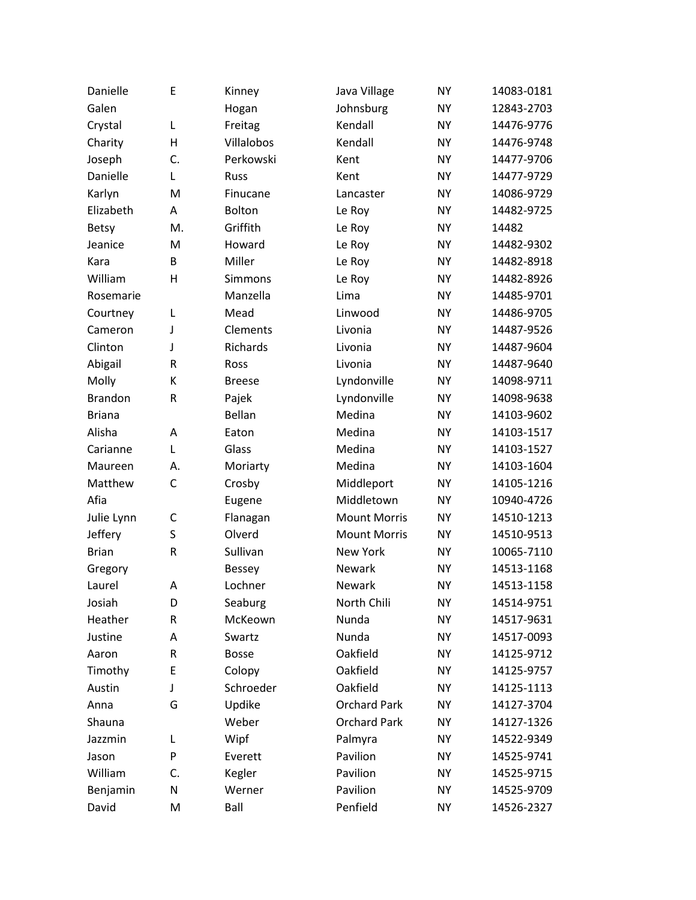| | | | | | |
|---|---|---|---|---|---|
| Danielle | E | Kinney | Java Village | NY | 14083-0181 |
| Galen | | Hogan | Johnsburg | NY | 12843-2703 |
| Crystal | L | Freitag | Kendall | NY | 14476-9776 |
| Charity | H | Villalobos | Kendall | NY | 14476-9748 |
| Joseph | C. | Perkowski | Kent | NY | 14477-9706 |
| Danielle | L | Russ | Kent | NY | 14477-9729 |
| Karlyn | M | Finucane | Lancaster | NY | 14086-9729 |
| Elizabeth | A | Bolton | Le Roy | NY | 14482-9725 |
| Betsy | M. | Griffith | Le Roy | NY | 14482 |
| Jeanice | M | Howard | Le Roy | NY | 14482-9302 |
| Kara | B | Miller | Le Roy | NY | 14482-8918 |
| William | H | Simmons | Le Roy | NY | 14482-8926 |
| Rosemarie | | Manzella | Lima | NY | 14485-9701 |
| Courtney | L | Mead | Linwood | NY | 14486-9705 |
| Cameron | J | Clements | Livonia | NY | 14487-9526 |
| Clinton | J | Richards | Livonia | NY | 14487-9604 |
| Abigail | R | Ross | Livonia | NY | 14487-9640 |
| Molly | K | Breese | Lyndonville | NY | 14098-9711 |
| Brandon | R | Pajek | Lyndonville | NY | 14098-9638 |
| Briana | | Bellan | Medina | NY | 14103-9602 |
| Alisha | A | Eaton | Medina | NY | 14103-1517 |
| Carianne | L | Glass | Medina | NY | 14103-1527 |
| Maureen | A. | Moriarty | Medina | NY | 14103-1604 |
| Matthew | C | Crosby | Middleport | NY | 14105-1216 |
| Afia | | Eugene | Middletown | NY | 10940-4726 |
| Julie Lynn | C | Flanagan | Mount Morris | NY | 14510-1213 |
| Jeffery | S | Olverd | Mount Morris | NY | 14510-9513 |
| Brian | R | Sullivan | New York | NY | 10065-7110 |
| Gregory | | Bessey | Newark | NY | 14513-1168 |
| Laurel | A | Lochner | Newark | NY | 14513-1158 |
| Josiah | D | Seaburg | North Chili | NY | 14514-9751 |
| Heather | R | McKeown | Nunda | NY | 14517-9631 |
| Justine | A | Swartz | Nunda | NY | 14517-0093 |
| Aaron | R | Bosse | Oakfield | NY | 14125-9712 |
| Timothy | E | Colopy | Oakfield | NY | 14125-9757 |
| Austin | J | Schroeder | Oakfield | NY | 14125-1113 |
| Anna | G | Updike | Orchard Park | NY | 14127-3704 |
| Shauna | | Weber | Orchard Park | NY | 14127-1326 |
| Jazzmin | L | Wipf | Palmyra | NY | 14522-9349 |
| Jason | P | Everett | Pavilion | NY | 14525-9741 |
| William | C. | Kegler | Pavilion | NY | 14525-9715 |
| Benjamin | N | Werner | Pavilion | NY | 14525-9709 |
| David | M | Ball | Penfield | NY | 14526-2327 |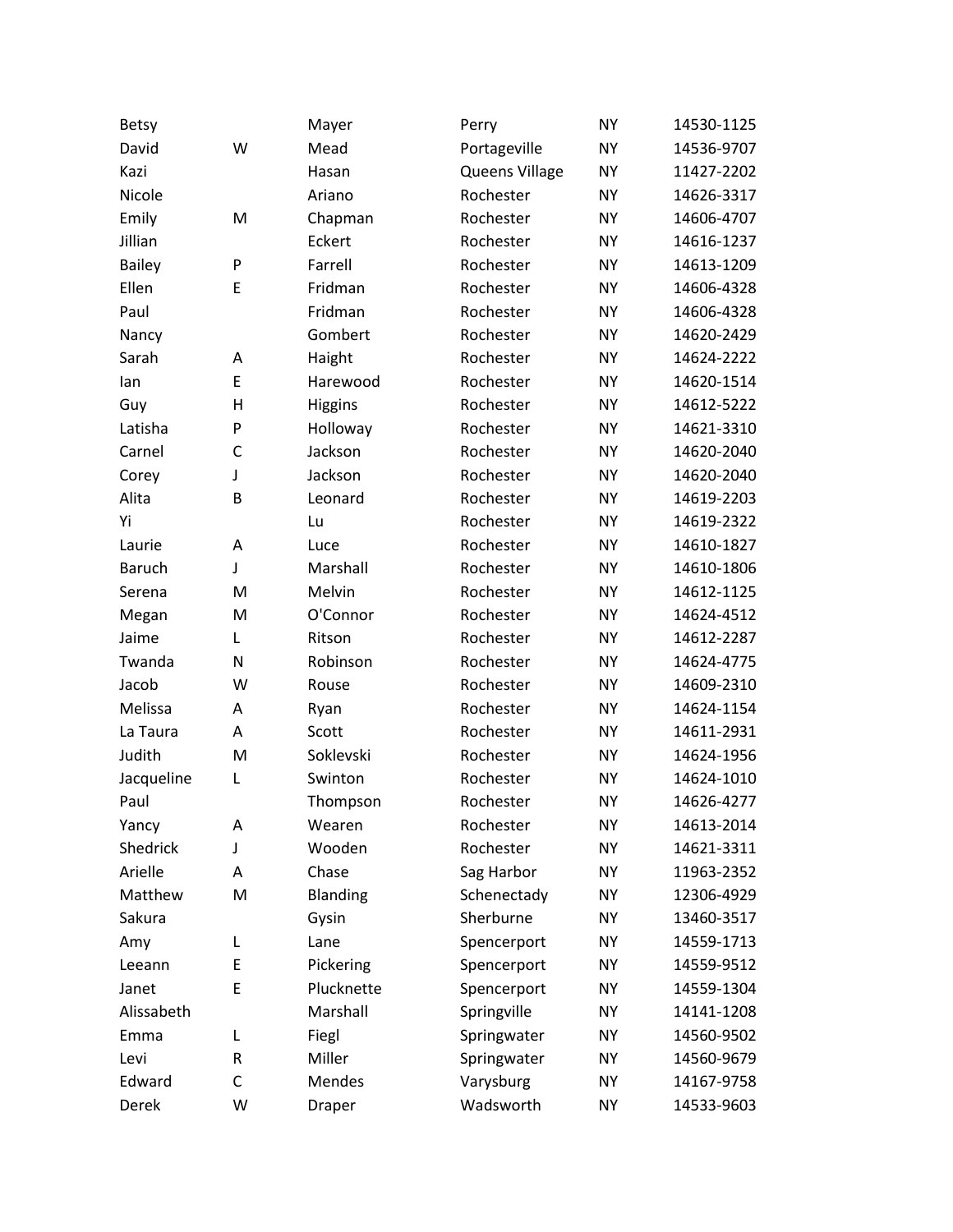| | | | | | |
|---|---|---|---|---|---|
| Betsy | | Mayer | Perry | NY | 14530-1125 |
| David | W | Mead | Portageville | NY | 14536-9707 |
| Kazi | | Hasan | Queens Village | NY | 11427-2202 |
| Nicole | | Ariano | Rochester | NY | 14626-3317 |
| Emily | M | Chapman | Rochester | NY | 14606-4707 |
| Jillian | | Eckert | Rochester | NY | 14616-1237 |
| Bailey | P | Farrell | Rochester | NY | 14613-1209 |
| Ellen | E | Fridman | Rochester | NY | 14606-4328 |
| Paul | | Fridman | Rochester | NY | 14606-4328 |
| Nancy | | Gombert | Rochester | NY | 14620-2429 |
| Sarah | A | Haight | Rochester | NY | 14624-2222 |
| Ian | E | Harewood | Rochester | NY | 14620-1514 |
| Guy | H | Higgins | Rochester | NY | 14612-5222 |
| Latisha | P | Holloway | Rochester | NY | 14621-3310 |
| Carnel | C | Jackson | Rochester | NY | 14620-2040 |
| Corey | J | Jackson | Rochester | NY | 14620-2040 |
| Alita | B | Leonard | Rochester | NY | 14619-2203 |
| Yi | | Lu | Rochester | NY | 14619-2322 |
| Laurie | A | Luce | Rochester | NY | 14610-1827 |
| Baruch | J | Marshall | Rochester | NY | 14610-1806 |
| Serena | M | Melvin | Rochester | NY | 14612-1125 |
| Megan | M | O'Connor | Rochester | NY | 14624-4512 |
| Jaime | L | Ritson | Rochester | NY | 14612-2287 |
| Twanda | N | Robinson | Rochester | NY | 14624-4775 |
| Jacob | W | Rouse | Rochester | NY | 14609-2310 |
| Melissa | A | Ryan | Rochester | NY | 14624-1154 |
| La Taura | A | Scott | Rochester | NY | 14611-2931 |
| Judith | M | Soklevski | Rochester | NY | 14624-1956 |
| Jacqueline | L | Swinton | Rochester | NY | 14624-1010 |
| Paul | | Thompson | Rochester | NY | 14626-4277 |
| Yancy | A | Wearen | Rochester | NY | 14613-2014 |
| Shedrick | J | Wooden | Rochester | NY | 14621-3311 |
| Arielle | A | Chase | Sag Harbor | NY | 11963-2352 |
| Matthew | M | Blanding | Schenectady | NY | 12306-4929 |
| Sakura | | Gysin | Sherburne | NY | 13460-3517 |
| Amy | L | Lane | Spencerport | NY | 14559-1713 |
| Leeann | E | Pickering | Spencerport | NY | 14559-9512 |
| Janet | E | Plucknette | Spencerport | NY | 14559-1304 |
| Alissabeth | | Marshall | Springville | NY | 14141-1208 |
| Emma | L | Fiegl | Springwater | NY | 14560-9502 |
| Levi | R | Miller | Springwater | NY | 14560-9679 |
| Edward | C | Mendes | Varysburg | NY | 14167-9758 |
| Derek | W | Draper | Wadsworth | NY | 14533-9603 |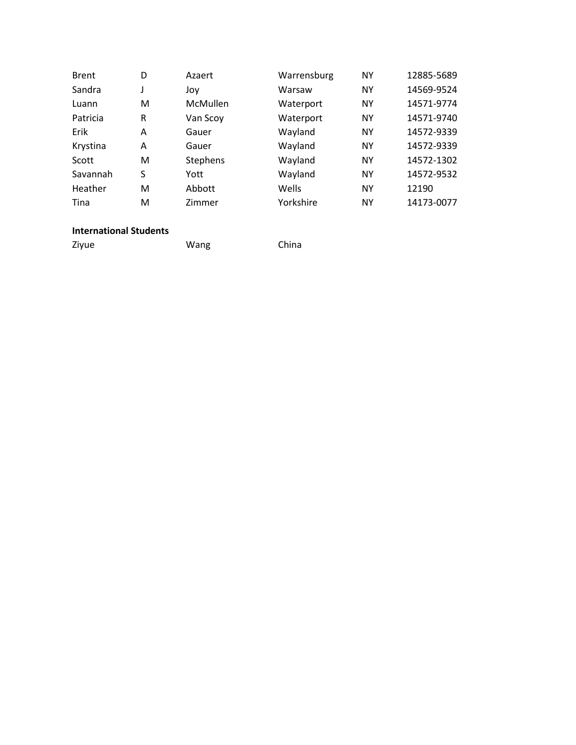| | | | | | |
|---|---|---|---|---|---|
| Brent | D | Azaert | Warrensburg | NY | 12885-5689 |
| Sandra | J | Joy | Warsaw | NY | 14569-9524 |
| Luann | M | McMullen | Waterport | NY | 14571-9774 |
| Patricia | R | Van Scoy | Waterport | NY | 14571-9740 |
| Erik | A | Gauer | Wayland | NY | 14572-9339 |
| Krystina | A | Gauer | Wayland | NY | 14572-9339 |
| Scott | M | Stephens | Wayland | NY | 14572-1302 |
| Savannah | S | Yott | Wayland | NY | 14572-9532 |
| Heather | M | Abbott | Wells | NY | 12190 |
| Tina | M | Zimmer | Yorkshire | NY | 14173-0077 |

**International Students**

| | | | |
|---|---|---|---|
| Ziyue | | Wang | China |